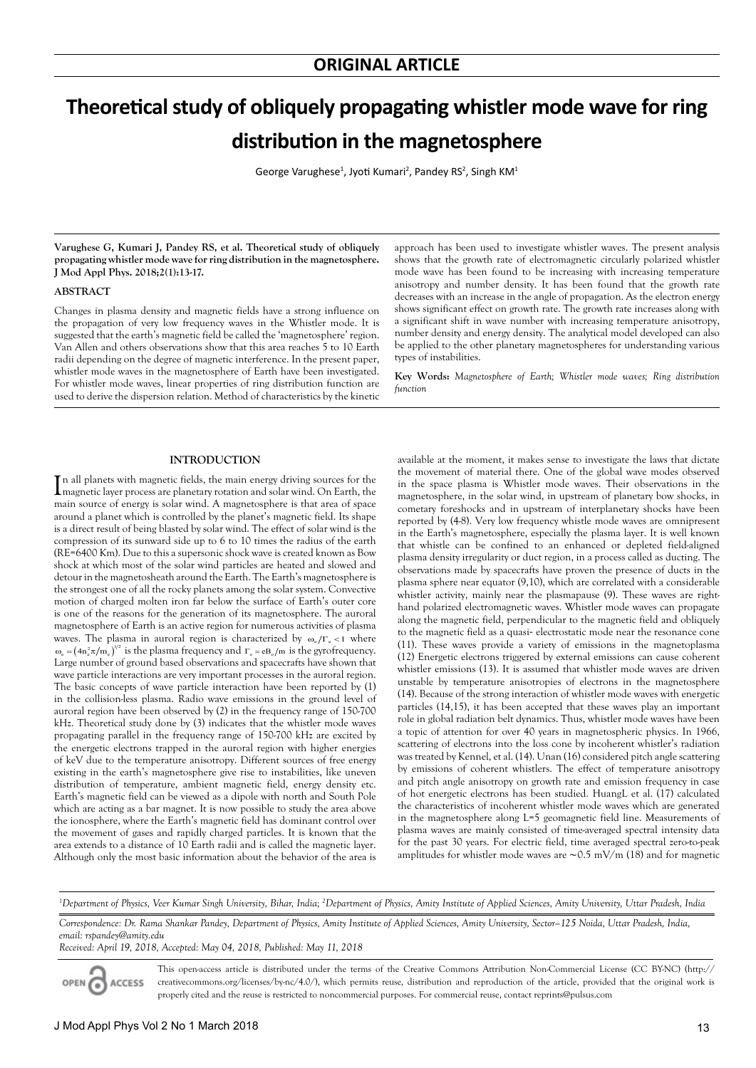**ORIGINAL ARTICLE**

# Theoretical study of obliquely propagating whistler mode wave for ring distribution in the magnetosphere

George Varughese[1], Jyoti Kumari[2], Pandey RS[2], Singh KM[1]

**Varughese G, Kumari J, Pandey RS, et al. Theoretical study of obliquely propagating whistler mode wave for ring distribution in the magnetosphere. J Mod Appl Phys. 2018;2(1):13-17.**

## ABSTRACT

Changes in plasma density and magnetic fields have a strong influence on the propagation of very low frequency waves in the Whistler mode. It is suggested that the earth's magnetic field be called the 'magnetosphere' region. Van Allen and others observations show that this area reaches 5 to 10 Earth radii depending on the degree of magnetic interference. In the present paper, whistler mode waves in the magnetosphere of Earth have been investigated. For whistler mode waves, linear properties of ring distribution function are used to derive the dispersion relation. Method of characteristics by the kinetic approach has been used to investigate whistler waves. The present analysis shows that the growth rate of electromagnetic circularly polarized whistler mode wave has been found to be increasing with increasing temperature anisotropy and number density. It has been found that the growth rate decreases with an increase in the angle of propagation. As the electron energy shows significant effect on growth rate. The growth rate increases along with a significant shift in wave number with increasing temperature anisotropy, number density and energy density. The analytical model developed can also be applied to the other planetary magnetospheres for understanding various types of instabilities.

**Key Words:** *Magnetosphere of Earth; Whistler mode waves; Ring distribution function*

## INTRODUCTION

In all planets with magnetic fields, the main energy driving sources for the magnetic layer process are planetary rotation and solar wind. On Earth, the main source of energy is solar wind. A magnetosphere is that area of space around a planet which is controlled by the planet's magnetic field. Its shape is a direct result of being blasted by solar wind. The effect of solar wind is the compression of its sunward side up to 6 to 10 times the radius of the earth (RE=6400 Km). Due to this a supersonic shock wave is created known as Bow shock at which most of the solar wind particles are heated and slowed and detour in the magnetosheath around the Earth. The Earth's magnetosphere is the strongest one of all the rocky planets among the solar system. Convective motion of charged molten iron far below the surface of Earth's outer core is one of the reasons for the generation of its magnetosphere. The auroral magnetosphere of Earth is an active region for numerous activities of plasma waves. The plasma in auroral region is characterized by $\omega_e/\Gamma_e < 1$ where $\omega_e = \left(4n_e^2\pi/m_e\right)^{1/2}$ is the plasma frequency and $\Gamma_e = eB_0/m$ is the gyrofrequency. Large number of ground based observations and spacecrafts have shown that wave particle interactions are very important processes in the auroral region. The basic concepts of wave particle interaction have been reported by (1) in the collision-less plasma. Radio wave emissions in the ground level of auroral region have been observed by (2) in the frequency range of 150-700 kHz. Theoretical study done by (3) indicates that the whistler mode waves propagating parallel in the frequency range of 150-700 kHz are excited by the energetic electrons trapped in the auroral region with higher energies of keV due to the temperature anisotropy. Different sources of free energy existing in the earth's magnetosphere give rise to instabilities, like uneven distribution of temperature, ambient magnetic field, energy density etc. Earth's magnetic field can be viewed as a dipole with north and South Pole which are acting as a bar magnet. It is now possible to study the area above the ionosphere, where the Earth's magnetic field has dominant control over the movement of gases and rapidly charged particles. It is known that the area extends to a distance of 10 Earth radii and is called the magnetic layer. Although only the most basic information about the behavior of the area is available at the moment, it makes sense to investigate the laws that dictate the movement of material there. One of the global wave modes observed in the space plasma is Whistler mode waves. Their observations in the magnetosphere, in the solar wind, in upstream of planetary bow shocks, in cometary foreshocks and in upstream of interplanetary shocks have been reported by (4-8). Very low frequency whistle mode waves are omnipresent in the Earth's magnetosphere, especially the plasma layer. It is well known that whistle can be confined to an enhanced or depleted field-aligned plasma density irregularity or duct region, in a process called as ducting. The observations made by spacecrafts have proven the presence of ducts in the plasma sphere near equator (9,10), which are correlated with a considerable whistler activity, mainly near the plasmapause (9). These waves are right-hand polarized electromagnetic waves. Whistler mode waves can propagate along the magnetic field, perpendicular to the magnetic field and obliquely to the magnetic field as a quasi- electrostatic mode near the resonance cone (11). These waves provide a variety of emissions in the magnetoplasma (12) Energetic electrons triggered by external emissions can cause coherent whistler emissions (13). It is assumed that whistler mode waves are driven unstable by temperature anisotropies of electrons in the magnetosphere (14). Because of the strong interaction of whistler mode waves with energetic particles (14,15), it has been accepted that these waves play an important role in global radiation belt dynamics. Thus, whistler mode waves have been a topic of attention for over 40 years in magnetospheric physics. In 1966, scattering of electrons into the loss cone by incoherent whistler's radiation was treated by Kennel, et al. (14). Unan (16) considered pitch angle scattering by emissions of coherent whistlers. The effect of temperature anisotropy and pitch angle anisotropy on growth rate and emission frequency in case of hot energetic electrons has been studied. HuangL et al. (17) calculated the characteristics of incoherent whistler mode waves which are generated in the magnetosphere along L=5 geomagnetic field line. Measurements of plasma waves are mainly consisted of time-averaged spectral intensity data for the past 30 years. For electric field, time averaged spectral zero-to-peak amplitudes for whistler mode waves are ~0.5 mV/m (18) and for magnetic

[1]*Department of Physics, Veer Kumar Singh University, Bihar, India;* [2]*Department of Physics, Amity Institute of Applied Sciences, Amity University, Uttar Pradesh, India*

*Correspondence: Dr. Rama Shankar Pandey, Department of Physics, Amity Institute of Applied Sciences, Amity University, Sector–125 Noida, Uttar Pradesh, India, email: rspandey@amity.edu*

*Received: April 19, 2018, Accepted: May 04, 2018, Published: May 11, 2018*

This open-access article is distributed under the terms of the Creative Commons Attribution Non-Commercial License (CC BY-NC) (http://creativecommons.org/licenses/by-nc/4.0/), which permits reuse, distribution and reproduction of the article, provided that the original work is properly cited and the reuse is restricted to noncommercial purposes. For commercial reuse, contact reprints@pulsus.com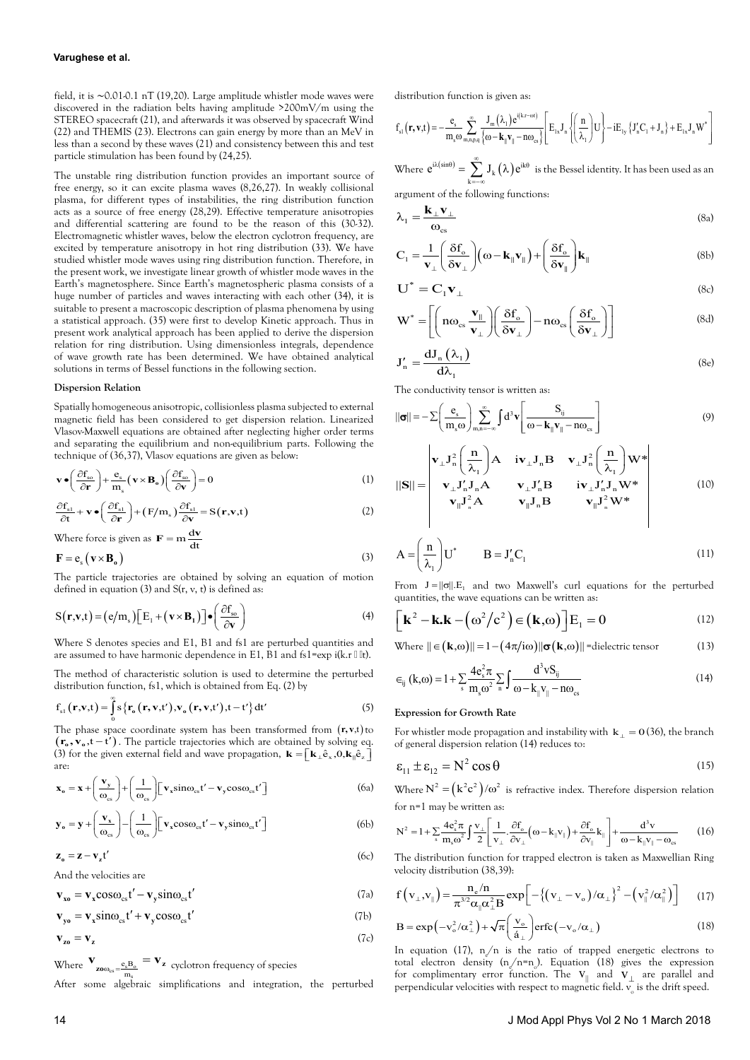field, it is ~0.01-0.1 nT (19,20). Large amplitude whistler mode waves were discovered in the radiation belts having amplitude >200mV/m using the STEREO spacecraft (21), and afterwards it was observed by spacecraft Wind (22) and THEMIS (23). Electrons can gain energy by more than an MeV in less than a second by these waves (21) and consistency between this and test particle stimulation has been found by (24,25).

The unstable ring distribution function provides an important source of free energy, so it can excite plasma waves (8,26,27). In weakly collisional plasma, for different types of instabilities, the ring distribution function acts as a source of free energy (28,29). Effective temperature anisotropies and differential scattering are found to be the reason of this (30-32). Electromagnetic whistler waves, below the electron cyclotron frequency, are excited by temperature anisotropy in hot ring distribution (33). We have studied whistler mode waves using ring distribution function. Therefore, in the present work, we investigate linear growth of whistler mode waves in the Earth's magnetosphere. Since Earth's magnetospheric plasma consists of a huge number of particles and waves interacting with each other (34), it is suitable to present a macroscopic description of plasma phenomena by using a statistical approach. (35) were first to develop Kinetic approach. Thus in present work analytical approach has been applied to derive the dispersion relation for ring distribution. Using dimensionless integrals, dependence of wave growth rate has been determined. We have obtained analytical solutions in terms of Bessel functions in the following section.

**Dispersion Relation**

Spatially homogeneous anisotropic, collisionless plasma subjected to external magnetic field has been considered to get dispersion relation. Linearized Vlasov-Maxwell equations are obtained after neglecting higher order terms and separating the equilibrium and non-equilibrium parts. Following the technique of (36,37), Vlasov equations are given as below:

$$\mathbf{v}\bullet\left(\frac{\partial f_{so}}{\partial \mathbf{r}}\right)+\frac{e_s}{m_s}\left(\mathbf{v}\times\mathbf{B_o}\right)\left(\frac{\partial f_{so}}{\partial \mathbf{v}}\right)=0 \tag{1}$$

$$\frac{\partial f_{s1}}{\partial t}+\mathbf{v}\bullet\left(\frac{\partial f_{s1}}{\partial \mathbf{r}}\right)+\left(F/m_s\right)\frac{\partial f_{s1}}{\partial \mathbf{v}}=S\left(\mathbf{r},\mathbf{v},t\right) \tag{2}$$

Where force is given as $\mathbf{F}=m\frac{d\mathbf{v}}{dt}$

$$\mathbf{F}=e_s\left(\mathbf{v}\times\mathbf{B_o}\right) \tag{3}$$

The particle trajectories are obtained by solving an equation of motion defined in equation (3) and S(r, v, t) is defined as:

$$S\left(\mathbf{r},\mathbf{v},t\right)=\left(e/m_s\right)\left[E_1+\left(\mathbf{v}\times\mathbf{B_1}\right)\right]\bullet\left(\frac{\partial f_{so}}{\partial \mathbf{v}}\right) \tag{4}$$

Where S denotes species and E1, B1 and fs1 are perturbed quantities and are assumed to have harmonic dependence in E1, B1 and fs1=exp i(k.r − ωt).

The method of characteristic solution is used to determine the perturbed distribution function, fs1, which is obtained from Eq. (2) by

$$f_{s1}\left(\mathbf{r},\mathbf{v},t\right)=\int_0^{\infty}s\left\{\mathbf{r_o}\left(\mathbf{r},\mathbf{v},t'\right),\mathbf{v_o}\left(\mathbf{r},\mathbf{v},t'\right),t-t'\right\}dt' \tag{5}$$

The phase space coordinate system has been transformed from $(\mathbf{r},\mathbf{v},t)$ to $\left(\mathbf{r_o},\mathbf{v_o},t-t'\right)$. The particle trajectories which are obtained by solving eq. (3) for the given external field and wave propagation, $\mathbf{k}=\left[\mathbf{k}_\perp\hat{e}_x,0,\mathbf{k}_\parallel\hat{e}_z\right]$ are:

$$\mathbf{x_o}=\mathbf{x}+\left(\frac{\mathbf{v}_y}{\omega_{cs}}\right)+\left(\frac{1}{\omega_{cs}}\right)\left[\mathbf{v}_x\sin\omega_{cs}t'-\mathbf{v}_y\cos\omega_{cs}t'\right] \tag{6a}$$

$$\mathbf{y_o}=\mathbf{y}+\left(\frac{\mathbf{v}_x}{\omega_{cs}}\right)-\left(\frac{1}{\omega_{cs}}\right)\left[\mathbf{v}_x\cos\omega_{cs}t'-\mathbf{v}_y\sin\omega_{cs}t'\right] \tag{6b}$$

$$\mathbf{z_o}=\mathbf{z}-\mathbf{v}_z t' \tag{6c}$$

And the velocities are

$$\mathbf{v_{xo}}=\mathbf{v_x}\cos\omega_{cs}t'-\mathbf{v_y}\sin\omega_{cs}t' \tag{7a}$$

$$\mathbf{v_{yo}}=\mathbf{v_x}\sin\omega_{cs}t'+\mathbf{v_y}\cos\omega_{cs}t' \tag{7b}$$

$$\mathbf{v_{zo}}=\mathbf{v_z} \tag{7c}$$

Where $\mathbf{v}_{\mathbf{zo}\omega_{cs}=\frac{e_s B_o}{m_s}}=\mathbf{v_z}$ cyclotron frequency of species

After some algebraic simplifications and integration, the perturbed distribution function is given as:

$$f_{s1}\left(\mathbf{r},\mathbf{v},t\right)=-\frac{e_s}{m_s\omega}\sum_{m,n,p,q}^{\infty}\frac{J_m\left(\lambda_1\right)e^{i(k.r-\omega t)}}{\left\{\omega-\mathbf{k}_\parallel\mathbf{v}_\parallel-n\omega_{cs}\right\}}\left[E_{1x}J_n\left\{\left(\frac{n}{\lambda_1}\right)U\right\}-iE_{1y}\left\{J_n'C_1+J_n\right\}+E_{1x}J_nW^*\right]$$

Where $e^{i\lambda(\sin\theta)}=\sum_{k=-\infty}^{\infty}J_k\left(\lambda\right)e^{ik\theta}$ is the Bessel identity. It has been used as an argument of the following functions:

$$\lambda_1=\frac{\mathbf{k}_\perp\mathbf{v}_\perp}{\omega_{cs}} \tag{8a}$$

$$C_1=\frac{1}{\mathbf{v}_\perp}\left(\frac{\delta f_o}{\delta\mathbf{v}_\perp}\right)\left(\omega-\mathbf{k}_\parallel\mathbf{v}_\parallel\right)+\left(\frac{\delta f_o}{\delta\mathbf{v}_\parallel}\right)\mathbf{k}_\parallel \tag{8b}$$

$$\mathbf{U}^*=\mathbf{C}_1\mathbf{v}_\perp \tag{8c}$$

$$\mathbf{W}^*=\left[\left(n\omega_{cs}\frac{\mathbf{v}_\parallel}{\mathbf{v}_\perp}\right)\left(\frac{\delta f_o}{\delta\mathbf{v}_\perp}\right)-n\omega_{cs}\left(\frac{\delta f_o}{\delta\mathbf{v}_\perp}\right)\right] \tag{8d}$$

$$J_n'=\frac{dJ_n\left(\lambda_1\right)}{d\lambda_1} \tag{8e}$$

The conductivity tensor is written as:

$$||\sigma||=-\sum\left(\frac{e_s}{m_s\omega}\right)\sum_{m,n=-\infty}^{\infty}\int d^3\mathbf{v}\left[\frac{S_{ij}}{\omega-\mathbf{k}_\parallel\mathbf{v}_\parallel-n\omega_{cs}}\right] \tag{9}$$

$$||\mathbf{S}||=\begin{vmatrix}\mathbf{v}_\perp J_n^2\left(\frac{n}{\lambda_1}\right)\mathbf{A} & i\mathbf{v}_\perp J_n\mathbf{B} & \mathbf{v}_\perp J_n^2\left(\frac{n}{\lambda_1}\right)\mathbf{W}^* \\ \mathbf{v}_\perp J_n'J_n\mathbf{A} & \mathbf{v}_\perp J_n'\mathbf{B} & i\mathbf{v}_\perp J_n'J_n\mathbf{W}^* \\ \mathbf{v}_\parallel J_n^2\mathbf{A} & \mathbf{v}_\parallel J_n\mathbf{B} & \mathbf{v}_\parallel J_n^2\mathbf{W}^*\end{vmatrix} \tag{10}$$

$$A=\left(\frac{n}{\lambda_1}\right)U^* \qquad B=J_n'C_1 \tag{11}$$

From $J=||\sigma||.E_1$ and two Maxwell's curl equations for the perturbed quantities, the wave equations can be written as:

$$\left[\mathbf{k}^2-\mathbf{k}.\mathbf{k}-\left(\omega^2/c^2\right)\in\left(\mathbf{k},\omega\right)\right]E_1=0 \tag{12}$$

Where $||\in\left(\mathbf{k},\omega\right)||=1-\left(4\pi/i\omega\right)||\sigma\left(\mathbf{k},\omega\right)||$ =dielectric tensor (13)

$$\epsilon_{ij}\left(k,\omega\right)=1+\sum_s\frac{4e_s^2\pi}{m_s\omega^2}\sum_n\int\frac{d^3vS_{ij}}{\omega-k_\parallel v_\parallel-n\omega_{cs}} \tag{14}$$

**Expression for Growth Rate**

For whistler mode propagation and instability with $\mathbf{k}_\perp=\mathbf{0}$ (36), the branch of general dispersion relation (14) reduces to:

$$\varepsilon_{11}\pm\varepsilon_{12}=N^2\cos\theta \tag{15}$$

Where $N^2=\left(k^2c^2\right)/\omega^2$ is refractive index. Therefore dispersion relation for n=1 may be written as:

$$N^2=1+\sum_s\frac{4e_s^2\pi}{m_s\omega^2}\int\frac{v_\perp}{2}\left[\frac{1}{v_\perp}\cdot\frac{\partial f_o}{\partial v_\perp}\left(\omega-k_\parallel v_\parallel\right)+\frac{\partial f_o}{\partial v_\parallel}k_\parallel\right]+\frac{d^3v}{\omega-k_\parallel v_\parallel-\omega_{cs}} \tag{16}$$

The distribution function for trapped electron is taken as Maxwellian Ring velocity distribution (38,39):

$$f\left(v_\perp,v_\parallel\right)=\frac{n_e/n}{\pi^{3/2}\alpha_\parallel\alpha_\perp^2B}\exp\left[-\left\{\left(v_\perp-v_o\right)/\alpha_\perp\right\}^2-\left(v_\parallel^2/\alpha_\parallel^2\right)\right] \tag{17}$$

$$B=\exp\left(-v_o^2/\alpha_\perp^2\right)+\sqrt{\pi}\left(\frac{v_o}{\alpha_\perp}\right)\text{erfc}\left(-v_o/\alpha_\perp\right) \tag{18}$$

In equation (17), $n_e/n$ is the ratio of trapped energetic electrons to total electron density ($n_e/n=n_o$). Equation (18) gives the expression for complimentary error function. The $v_\parallel$ and $v_\perp$ are parallel and perpendicular velocities with respect to magnetic field. $v_o$ is the drift speed.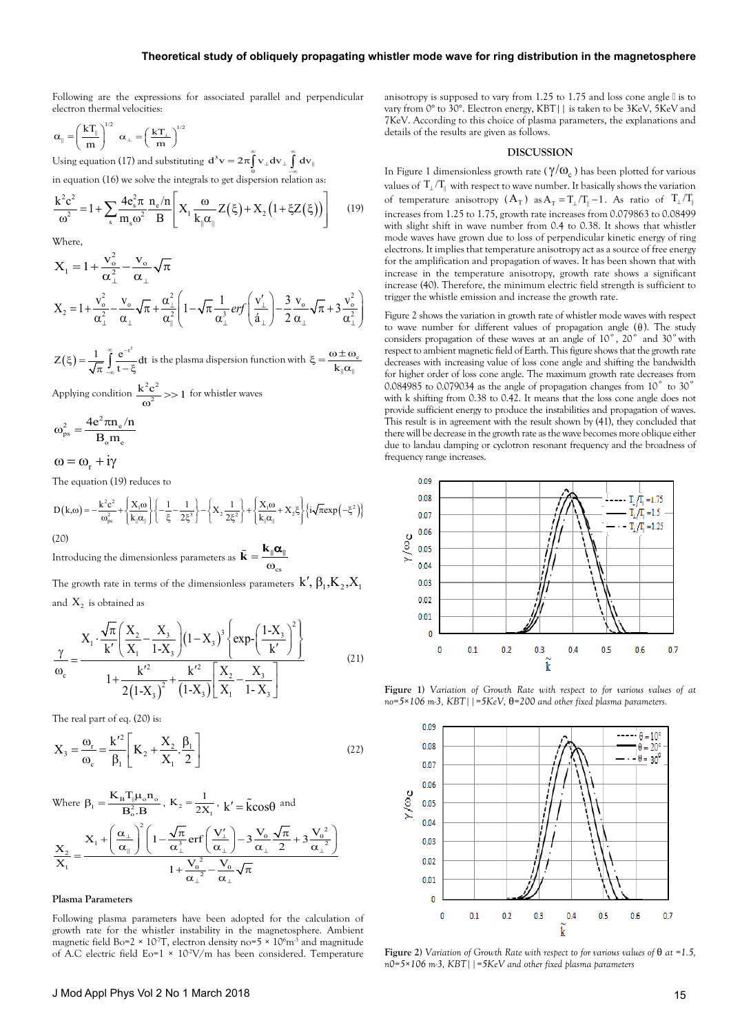Following are the expressions for associated parallel and perpendicular electron thermal velocities:

$$\alpha_{\|} = \left(\frac{kT_{\|}}{m}\right)^{1/2} \quad \alpha_{\perp} = \left(\frac{kT_{\perp}}{m}\right)^{1/2}$$

Using equation (17) and substituting $d^3v = 2\pi\int_0^{\infty} v_{\perp}dv_{\perp}\int_{-\infty}^{\infty} dv_{\|}$

in equation (16) we solve the integrals to get dispersion relation as:

$$\frac{k^2c^2}{\omega^2} = 1 + \sum_s \frac{4e_s^2\pi}{m_s\omega^2}\frac{n_e/n}{B}\left[X_1\frac{\omega}{k_{\|}\alpha_{\|}}Z(\xi) + X_2\left(1+\xi Z(\xi)\right)\right] \tag{19}$$

Where,

$$X_1 = 1 + \frac{v_o^2}{\alpha_{\perp}^2} - \frac{v_o}{\alpha_{\perp}}\sqrt{\pi}$$

$$X_2 = 1 + \frac{v_o^2}{\alpha_{\perp}^2} - \frac{v_o}{\alpha_{\perp}}\sqrt{\pi} + \frac{\alpha_{\perp}^2}{\alpha_{\|}^2}\left(1 - \sqrt{\pi}\frac{1}{\alpha_{\perp}^3}erf\left(\frac{v_{\perp}'}{\alpha_{\perp}}\right) - \frac{3}{2}\frac{v_o}{\alpha_{\perp}}\sqrt{\pi} + 3\frac{v_o^2}{\alpha_{\perp}^2}\right)$$

$Z(\xi) = \frac{1}{\sqrt{\pi}}\int_{-\infty}^{\infty}\frac{e^{-t^2}}{t-\xi}dt$ is the plasma dispersion function with $\xi = \frac{\omega \pm \omega_c}{k_{\|}\alpha_{\|}}$

Applying condition $\frac{k^2c^2}{\omega^2} >> 1$ for whistler waves

$$\omega_{ps}^2 = \frac{4e^2\pi n_e/n}{B_o m_e}$$

$$\omega = \omega_r + i\gamma$$

The equation (19) reduces to

$$D(k,\omega) = -\frac{k^2c^2}{\omega_{ps}^2} + \left\{\frac{X_1\omega}{k_{\|}\alpha_{\|}}\right\}\left\{-\frac{1}{\xi} - \frac{1}{2\xi^3}\right\} - \left\{X_2\frac{1}{2\xi^2}\right\} + \left\{\frac{X_1\omega}{k_{\|}\alpha_{\|}} + X_2\xi\right\}\left\{i\sqrt{\pi}\exp\left(-\xi^2\right)\right\} \tag{20}$$

Introducing the dimensionless parameters as $\tilde{k} = \frac{k_{\|}\alpha_{\|}}{\omega_{cs}}$

The growth rate in terms of the dimensionless parameters $k', \beta_1, K_2, X_1$ and $X_2$ is obtained as

$$\frac{\gamma}{\omega_c} = \frac{X_1 \cdot \frac{\sqrt{\pi}}{k'}\left(\frac{X_2}{X_1} - \frac{X_3}{1-X_3}\right)\left(1-X_3\right)^3\left\{\exp\text{-}\left(\frac{1-X_3}{k'}\right)^2\right\}}{1 + \frac{k'^2}{2\left(1-X_3\right)^2} + \frac{k'^2}{\left(1-X_3\right)}\left[\frac{X_2}{X_1} - \frac{X_3}{1-X_3}\right]} \tag{21}$$

The real part of eq. (20) is:

$$X_3 = \frac{\omega_r}{\omega_c} = \frac{k'^2}{\beta_1}\left[K_2 + \frac{X_2}{X_1}\cdot\frac{\beta_1}{2}\right] \tag{22}$$

Where $\beta_1 = \frac{K_B T_{\|}\mu_o n_o}{B_o^2 . B}$, $K_2 = \frac{1}{2X_1}$, $k' = \tilde{k}\cos\theta$ and

$$\frac{X_2}{X_1} = \frac{X_1 + \left(\frac{\alpha_{\perp}}{\alpha_{\|}}\right)^2\left(1 - \frac{\sqrt{\pi}}{\alpha_{\perp}^3}erf\left(\frac{V_{\perp}'}{\alpha_{\perp}}\right) - 3\frac{V_o}{\alpha_{\perp}}\frac{\sqrt{\pi}}{2} + 3\frac{V_o^2}{\alpha_{\perp}^2}\right)}{1 + \frac{V_o^2}{\alpha_{\perp}^2} - \frac{V_o}{\alpha_{\perp}}\sqrt{\pi}}$$

#### Plasma Parameters

Following plasma parameters have been adopted for the calculation of growth rate for the whistler instability in the magnetosphere. Ambient magnetic field $B_o = 2 \times 10^{-7}$T, electron density $n_o = 5 \times 10^6 m^{-3}$ and magnitude of A.C electric field $E_o = 1 \times 10^{-2}$V/m has been considered. Temperature anisotropy is supposed to vary from 1.25 to 1.75 and loss cone angle is to vary from 0° to 30°. Electron energy, $KBT_{\|}$ is taken to be 3KeV, 5KeV and 7KeV. According to this choice of plasma parameters, the explanations and details of the results are given as follows.

## DISCUSSION

In Figure 1 dimensionless growth rate ($\gamma/\omega_c$) has been plotted for various values of $T_{\perp}/T_{\|}$ with respect to wave number. It basically shows the variation of temperature anisotropy ($A_T$) as $A_T = T_{\perp}/T_{\|} - 1$. As ratio of $T_{\perp}/T_{\|}$ increases from 1.25 to 1.75, growth rate increases from 0.079863 to 0.08499 with slight shift in wave number from 0.4 to 0.38. It shows that whistler mode waves have grown due to loss of perpendicular kinetic energy of ring electrons. It implies that temperature anisotropy act as a source of free energy for the amplification and propagation of waves. It has been shown that with increase in the temperature anisotropy, growth rate shows a significant increase (40). Therefore, the minimum electric field strength is sufficient to trigger the whistle emission and increase the growth rate.

Figure 2 shows the variation in growth rate of whistler mode waves with respect to wave number for different values of propagation angle (θ). The study considers propagation of these waves at an angle of 10°, 20° and 30° with respect to ambient magnetic field of Earth. This figure shows that the growth rate decreases with increasing value of loss cone angle and shifting the bandwidth for higher order of loss cone angle. The maximum growth rate decreases from 0.084985 to 0.079034 as the angle of propagation changes from 10° to 30° with k shifting from 0.38 to 0.42. It means that the loss cone angle does not provide sufficient energy to produce the instabilities and propagation of waves. This result is in agreement with the result shown by (41), they concluded that there will be decrease in the growth rate as the wave becomes more oblique either due to landau damping or cyclotron resonant frequency and the broadness of frequency range increases.

**Figure 1)** *Variation of Growth Rate with respect to for various values of at no=5×106 m-3, KBT|| =5KeV, θ=200 and other fixed plasma parameters.*

**Figure 2)** *Variation of Growth Rate with respect to for various values of θ at =1.5, n0=5×106 m-3, KBT|| =5KeV and other fixed plasma parameters*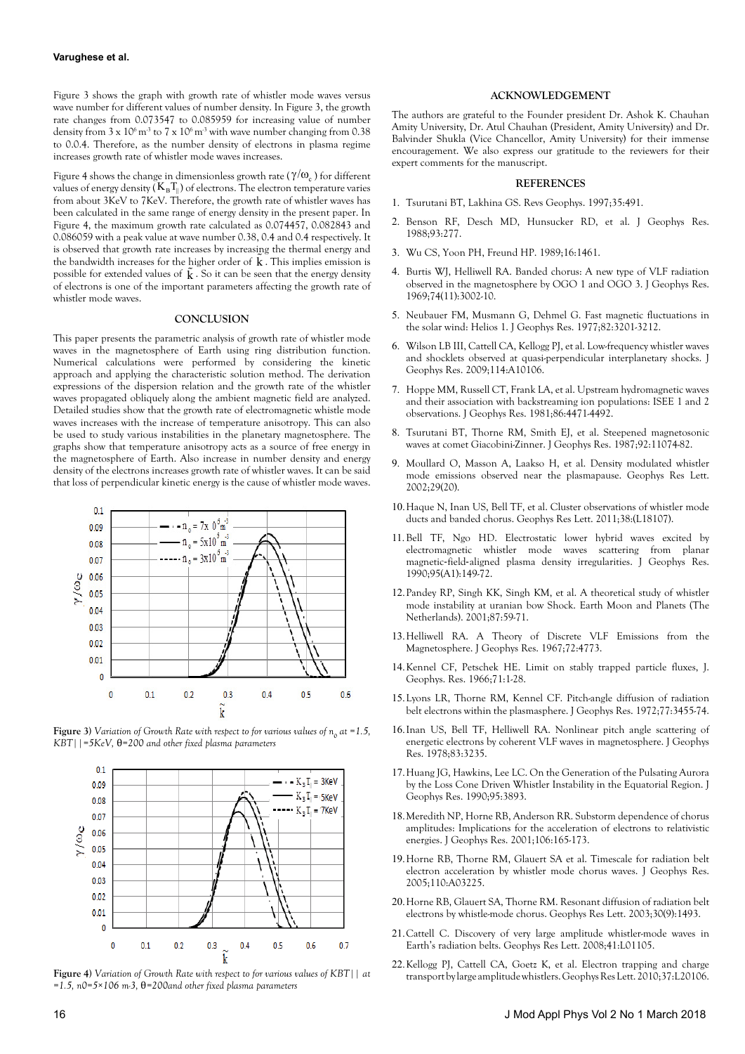Figure 3 shows the graph with growth rate of whistler mode waves versus wave number for different values of number density. In Figure 3, the growth rate changes from 0.073547 to 0.085959 for increasing value of number density from $3 \times 10^6$ m$^{-3}$ to $7 \times 10^6$ m$^{-3}$ with wave number changing from 0.38 to 0.0.4. Therefore, as the number density of electrons in plasma regime increases growth rate of whistler mode waves increases.

Figure 4 shows the change in dimensionless growth rate ($\gamma/\omega_c$) for different values of energy density ($K_B T_{||}$) of electrons. The electron temperature varies from about 3KeV to 7KeV. Therefore, the growth rate of whistler waves has been calculated in the same range of energy density in the present paper. In Figure 4, the maximum growth rate calculated as 0.074457, 0.082843 and 0.086059 with a peak value at wave number 0.38, 0.4 and 0.4 respectively. It is observed that growth rate increases by increasing the thermal energy and the bandwidth increases for the higher order of $\tilde{k}$. This implies emission is possible for extended values of $\tilde{k}$. So it can be seen that the energy density of electrons is one of the important parameters affecting the growth rate of whistler mode waves.

## CONCLUSION

This paper presents the parametric analysis of growth rate of whistler mode waves in the magnetosphere of Earth using ring distribution function. Numerical calculations were performed by considering the kinetic approach and applying the characteristic solution method. The derivation expressions of the dispersion relation and the growth rate of the whistler waves propagated obliquely along the ambient magnetic field are analyzed. Detailed studies show that the growth rate of electromagnetic whistle mode waves increases with the increase of temperature anisotropy. This can also be used to study various instabilities in the planetary magnetosphere. The graphs show that temperature anisotropy acts as a source of free energy in the magnetosphere of Earth. Also increase in number density and energy density of the electrons increases growth rate of whistler waves. It can be said that loss of perpendicular kinetic energy is the cause of whistler mode waves.

**Figure 3)** *Variation of Growth Rate with respect to for various values of $n_0$ at =1.5, KBT|| =5KeV, θ=200 and other fixed plasma parameters*

**Figure 4)** *Variation of Growth Rate with respect to for various values of KBT|| at =1.5, n0=5×106 m-3, θ=200and other fixed plasma parameters*

## ACKNOWLEDGEMENT

The authors are grateful to the Founder president Dr. Ashok K. Chauhan Amity University, Dr. Atul Chauhan (President, Amity University) and Dr. Balvinder Shukla (Vice Chancellor, Amity University) for their immense encouragement. We also express our gratitude to the reviewers for their expert comments for the manuscript.

## REFERENCES

1. Tsurutani BT, Lakhina GS. Revs Geophys. 1997;35:491.
2. Benson RF, Desch MD, Hunsucker RD, et al. J Geophys Res. 1988;93:277.
3. Wu CS, Yoon PH, Freund HP. 1989;16:1461.
4. Burtis WJ, Helliwell RA. Banded chorus: A new type of VLF radiation observed in the magnetosphere by OGO 1 and OGO 3. J Geophys Res. 1969;74(11):3002-10.
5. Neubauer FM, Musmann G, Dehmel G. Fast magnetic fluctuations in the solar wind: Helios 1. J Geophys Res. 1977;82:3201-3212.
6. Wilson LB III, Cattell CA, Kellogg PJ, et al. Low-frequency whistler waves and shocklets observed at quasi-perpendicular interplanetary shocks. J Geophys Res. 2009;114:A10106.
7. Hoppe MM, Russell CT, Frank LA, et al. Upstream hydromagnetic waves and their association with backstreaming ion populations: ISEE 1 and 2 observations. J Geophys Res. 1981;86:4471-4492.
8. Tsurutani BT, Thorne RM, Smith EJ, et al. Steepened magnetosonic waves at comet Giacobini-Zinner. J Geophys Res. 1987;92:11074-82.
9. Moullard O, Masson A, Laakso H, et al. Density modulated whistler mode emissions observed near the plasmapause. Geophys Res Lett. 2002;29(20).
10. Haque N, Inan US, Bell TF, et al. Cluster observations of whistler mode ducts and banded chorus. Geophys Res Lett. 2011;38:(L18107).
11. Bell TF, Ngo HD. Electrostatic lower hybrid waves excited by electromagnetic whistler mode waves scattering from planar magnetic-field-aligned plasma density irregularities. J Geophys Res. 1990;95(A1):149-72.
12. Pandey RP, Singh KK, Singh KM, et al. A theoretical study of whistler mode instability at uranian bow Shock. Earth Moon and Planets (The Netherlands). 2001;87:59-71.
13. Helliwell RA. A Theory of Discrete VLF Emissions from the Magnetosphere. J Geophys Res. 1967;72:4773.
14. Kennel CF, Petschek HE. Limit on stably trapped particle fluxes, J. Geophys. Res. 1966;71:1-28.
15. Lyons LR, Thorne RM, Kennel CF. Pitch-angle diffusion of radiation belt electrons within the plasmasphere. J Geophys Res. 1972;77:3455-74.
16. Inan US, Bell TF, Helliwell RA. Nonlinear pitch angle scattering of energetic electrons by coherent VLF waves in magnetosphere. J Geophys Res. 1978;83:3235.
17. Huang JG, Hawkins, Lee LC. On the Generation of the Pulsating Aurora by the Loss Cone Driven Whistler Instability in the Equatorial Region. J Geophys Res. 1990;95:3893.
18. Meredith NP, Horne RB, Anderson RR. Substorm dependence of chorus amplitudes: Implications for the acceleration of electrons to relativistic energies. J Geophys Res. 2001;106:165-173.
19. Horne RB, Thorne RM, Glauert SA et al. Timescale for radiation belt electron acceleration by whistler mode chorus waves. J Geophys Res. 2005;110:A03225.
20. Horne RB, Glauert SA, Thorne RM. Resonant diffusion of radiation belt electrons by whistle-mode chorus. Geophys Res Lett. 2003;30(9):1493.
21. Cattell C. Discovery of very large amplitude whistler-mode waves in Earth's radiation belts. Geophys Res Lett. 2008;41:L01105.
22. Kellogg PJ, Cattell CA, Goetz K, et al. Electron trapping and charge transport by large amplitude whistlers. Geophys Res Lett. 2010;37:L20106.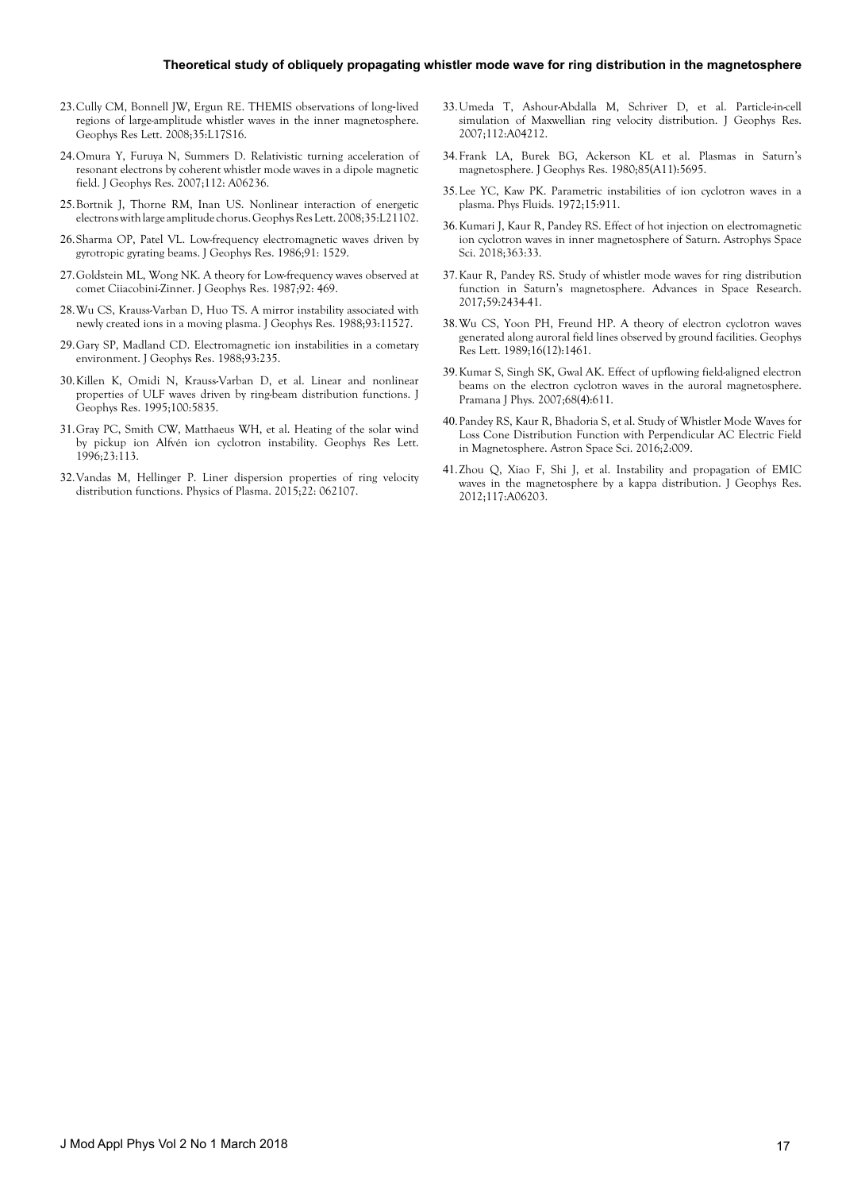23. Cully CM, Bonnell JW, Ergun RE. THEMIS observations of long-lived regions of large-amplitude whistler waves in the inner magnetosphere. Geophys Res Lett. 2008;35:L17S16.
24. Omura Y, Furuya N, Summers D. Relativistic turning acceleration of resonant electrons by coherent whistler mode waves in a dipole magnetic field. J Geophys Res. 2007;112: A06236.
25. Bortnik J, Thorne RM, Inan US. Nonlinear interaction of energetic electrons with large amplitude chorus. Geophys Res Lett. 2008;35:L21102.
26. Sharma OP, Patel VL. Low-frequency electromagnetic waves driven by gyrotropic gyrating beams. J Geophys Res. 1986;91: 1529.
27. Goldstein ML, Wong NK. A theory for Low-frequency waves observed at comet Ciiacobini-Zinner. J Geophys Res. 1987;92: 469.
28. Wu CS, Krauss-Varban D, Huo TS. A mirror instability associated with newly created ions in a moving plasma. J Geophys Res. 1988;93:11527.
29. Gary SP, Madland CD. Electromagnetic ion instabilities in a cometary environment. J Geophys Res. 1988;93:235.
30. Killen K, Omidi N, Krauss-Varban D, et al. Linear and nonlinear properties of ULF waves driven by ring-beam distribution functions. J Geophys Res. 1995;100:5835.
31. Gray PC, Smith CW, Matthaeus WH, et al. Heating of the solar wind by pickup ion Alfvén ion cyclotron instability. Geophys Res Lett. 1996;23:113.
32. Vandas M, Hellinger P. Liner dispersion properties of ring velocity distribution functions. Physics of Plasma. 2015;22: 062107.
33. Umeda T, Ashour-Abdalla M, Schriver D, et al. Particle-in-cell simulation of Maxwellian ring velocity distribution. J Geophys Res. 2007;112:A04212.
34. Frank LA, Burek BG, Ackerson KL et al. Plasmas in Saturn's magnetosphere. J Geophys Res. 1980;85(A11):5695.
35. Lee YC, Kaw PK. Parametric instabilities of ion cyclotron waves in a plasma. Phys Fluids. 1972;15:911.
36. Kumari J, Kaur R, Pandey RS. Effect of hot injection on electromagnetic ion cyclotron waves in inner magnetosphere of Saturn. Astrophys Space Sci. 2018;363:33.
37. Kaur R, Pandey RS. Study of whistler mode waves for ring distribution function in Saturn's magnetosphere. Advances in Space Research. 2017;59:2434-41.
38. Wu CS, Yoon PH, Freund HP. A theory of electron cyclotron waves generated along auroral field lines observed by ground facilities. Geophys Res Lett. 1989;16(12):1461.
39. Kumar S, Singh SK, Gwal AK. Effect of upflowing field-aligned electron beams on the electron cyclotron waves in the auroral magnetosphere. Pramana J Phys. 2007;68(4):611.
40. Pandey RS, Kaur R, Bhadoria S, et al. Study of Whistler Mode Waves for Loss Cone Distribution Function with Perpendicular AC Electric Field in Magnetosphere. Astron Space Sci. 2016;2:009.
41. Zhou Q, Xiao F, Shi J, et al. Instability and propagation of EMIC waves in the magnetosphere by a kappa distribution. J Geophys Res. 2012;117:A06203.